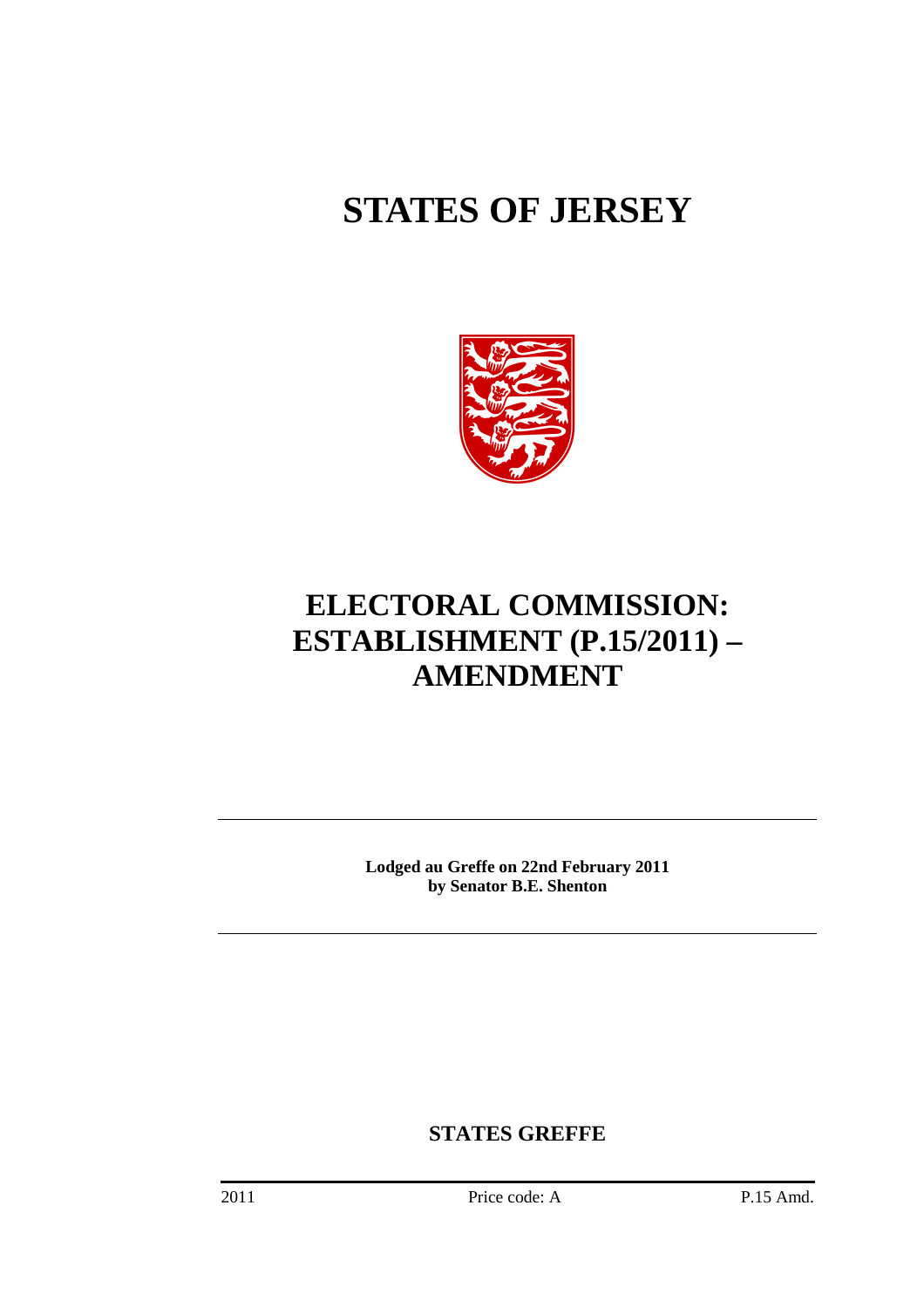# STATES OF JERSEY

# ELECTORAL COMMISSION: ESTABLISHMENT (P.15/2011) – AMENDMENT

---

**Lodged au Greffe on 22nd February 2011**
**by Senator B.E. Shenton**

---

## STATES GREFFE

2011 Price code: A P.15 Amd.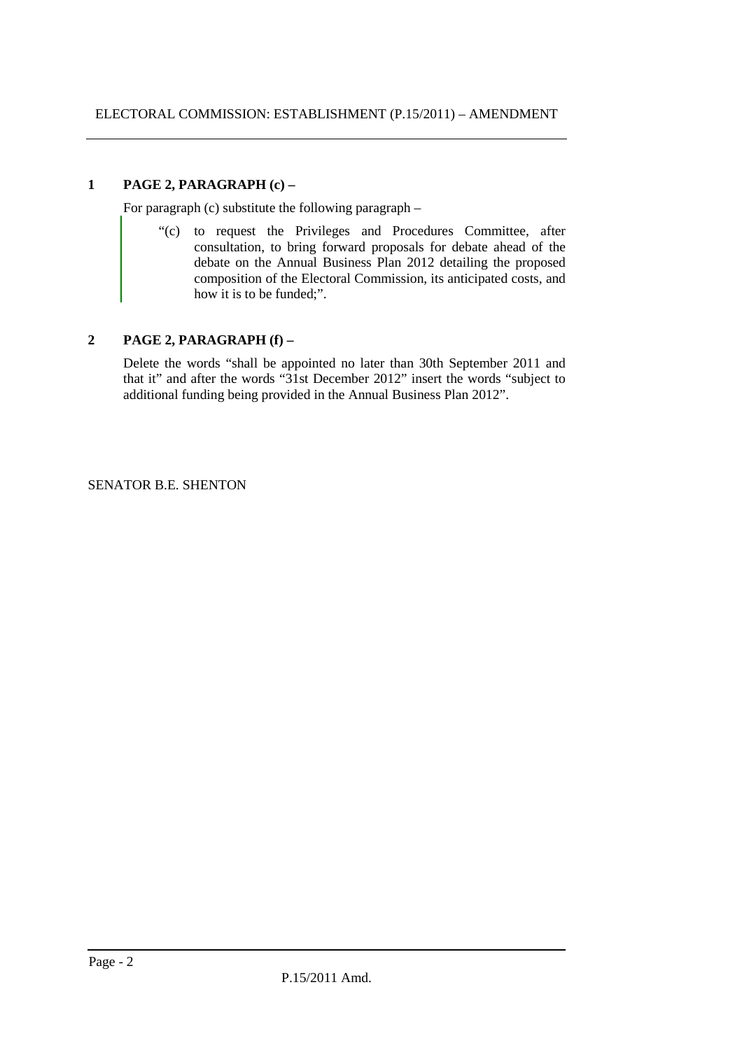ELECTORAL COMMISSION: ESTABLISHMENT (P.15/2011) – AMENDMENT

**1 PAGE 2, PARAGRAPH (c) –**

For paragraph (c) substitute the following paragraph –

> "(c) to request the Privileges and Procedures Committee, after consultation, to bring forward proposals for debate ahead of the debate on the Annual Business Plan 2012 detailing the proposed composition of the Electoral Commission, its anticipated costs, and how it is to be funded;".

**2 PAGE 2, PARAGRAPH (f) –**

Delete the words "shall be appointed no later than 30th September 2011 and that it" and after the words "31st December 2012" insert the words "subject to additional funding being provided in the Annual Business Plan 2012".

SENATOR B.E. SHENTON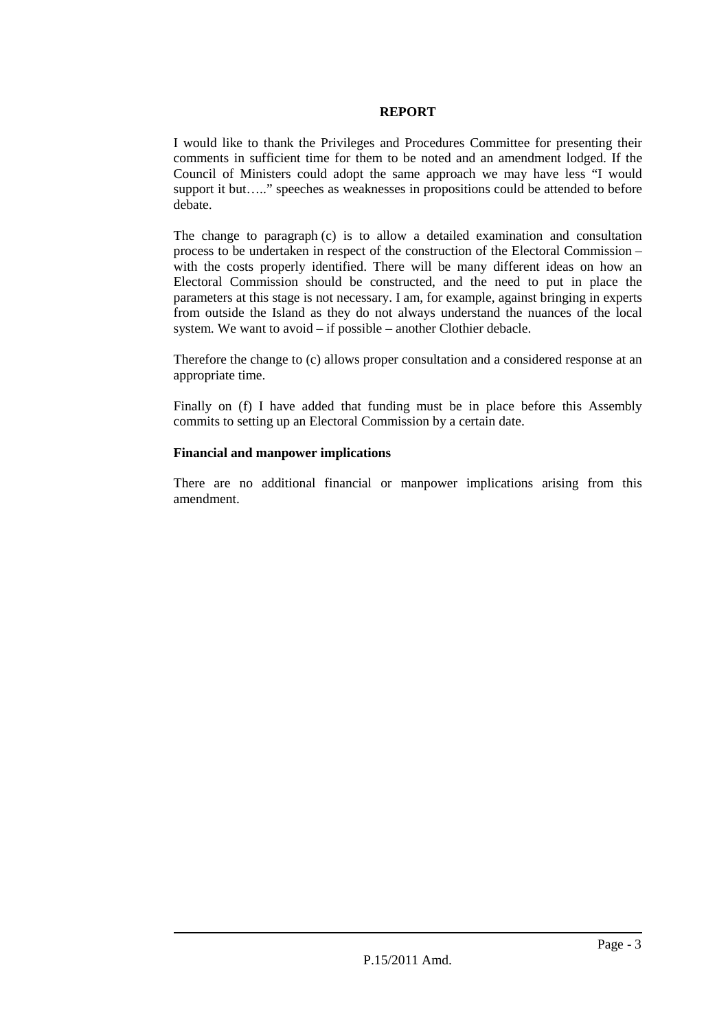**REPORT**

I would like to thank the Privileges and Procedures Committee for presenting their comments in sufficient time for them to be noted and an amendment lodged. If the Council of Ministers could adopt the same approach we may have less "I would support it but….." speeches as weaknesses in propositions could be attended to before debate.

The change to paragraph (c) is to allow a detailed examination and consultation process to be undertaken in respect of the construction of the Electoral Commission – with the costs properly identified. There will be many different ideas on how an Electoral Commission should be constructed, and the need to put in place the parameters at this stage is not necessary. I am, for example, against bringing in experts from outside the Island as they do not always understand the nuances of the local system. We want to avoid – if possible – another Clothier debacle.

Therefore the change to (c) allows proper consultation and a considered response at an appropriate time.

Finally on (f) I have added that funding must be in place before this Assembly commits to setting up an Electoral Commission by a certain date.

**Financial and manpower implications**

There are no additional financial or manpower implications arising from this amendment.